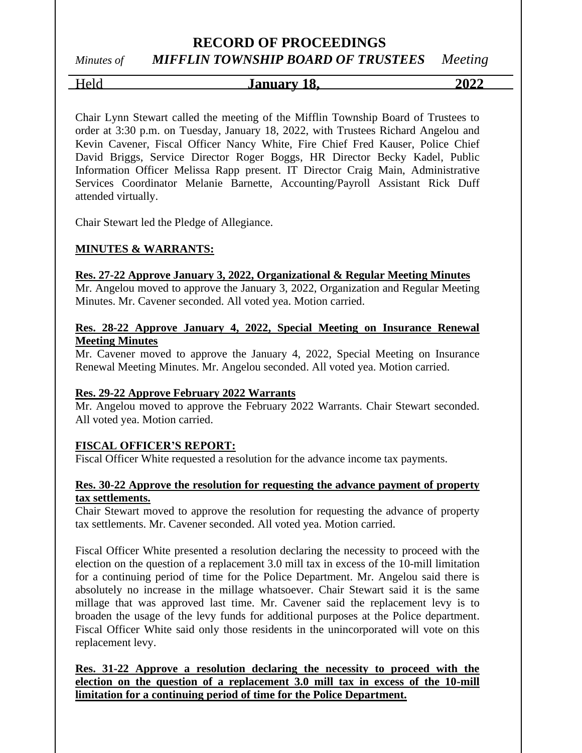# RECORD OF PROCEEDINGS

*Minutes of* ***MIFFLIN TOWNSHIP BOARD OF TRUSTEES*** *Meeting*

Held **January 18, 2022**

Chair Lynn Stewart called the meeting of the Mifflin Township Board of Trustees to order at 3:30 p.m. on Tuesday, January 18, 2022, with Trustees Richard Angelou and Kevin Cavener, Fiscal Officer Nancy White, Fire Chief Fred Kauser, Police Chief David Briggs, Service Director Roger Boggs, HR Director Becky Kadel, Public Information Officer Melissa Rapp present. IT Director Craig Main, Administrative Services Coordinator Melanie Barnette, Accounting/Payroll Assistant Rick Duff attended virtually.

Chair Stewart led the Pledge of Allegiance.

**MINUTES & WARRANTS:**

**Res. 27-22 Approve January 3, 2022, Organizational & Regular Meeting Minutes**

Mr. Angelou moved to approve the January 3, 2022, Organization and Regular Meeting Minutes. Mr. Cavener seconded. All voted yea. Motion carried.

**Res. 28-22 Approve January 4, 2022, Special Meeting on Insurance Renewal Meeting Minutes**

Mr. Cavener moved to approve the January 4, 2022, Special Meeting on Insurance Renewal Meeting Minutes. Mr. Angelou seconded. All voted yea. Motion carried.

**Res. 29-22 Approve February 2022 Warrants**

Mr. Angelou moved to approve the February 2022 Warrants. Chair Stewart seconded. All voted yea. Motion carried.

**FISCAL OFFICER'S REPORT:**

Fiscal Officer White requested a resolution for the advance income tax payments.

**Res. 30-22 Approve the resolution for requesting the advance payment of property tax settlements.**

Chair Stewart moved to approve the resolution for requesting the advance of property tax settlements. Mr. Cavener seconded. All voted yea. Motion carried.

Fiscal Officer White presented a resolution declaring the necessity to proceed with the election on the question of a replacement 3.0 mill tax in excess of the 10-mill limitation for a continuing period of time for the Police Department. Mr. Angelou said there is absolutely no increase in the millage whatsoever. Chair Stewart said it is the same millage that was approved last time. Mr. Cavener said the replacement levy is to broaden the usage of the levy funds for additional purposes at the Police department. Fiscal Officer White said only those residents in the unincorporated will vote on this replacement levy.

**Res. 31-22 Approve a resolution declaring the necessity to proceed with the election on the question of a replacement 3.0 mill tax in excess of the 10-mill limitation for a continuing period of time for the Police Department.**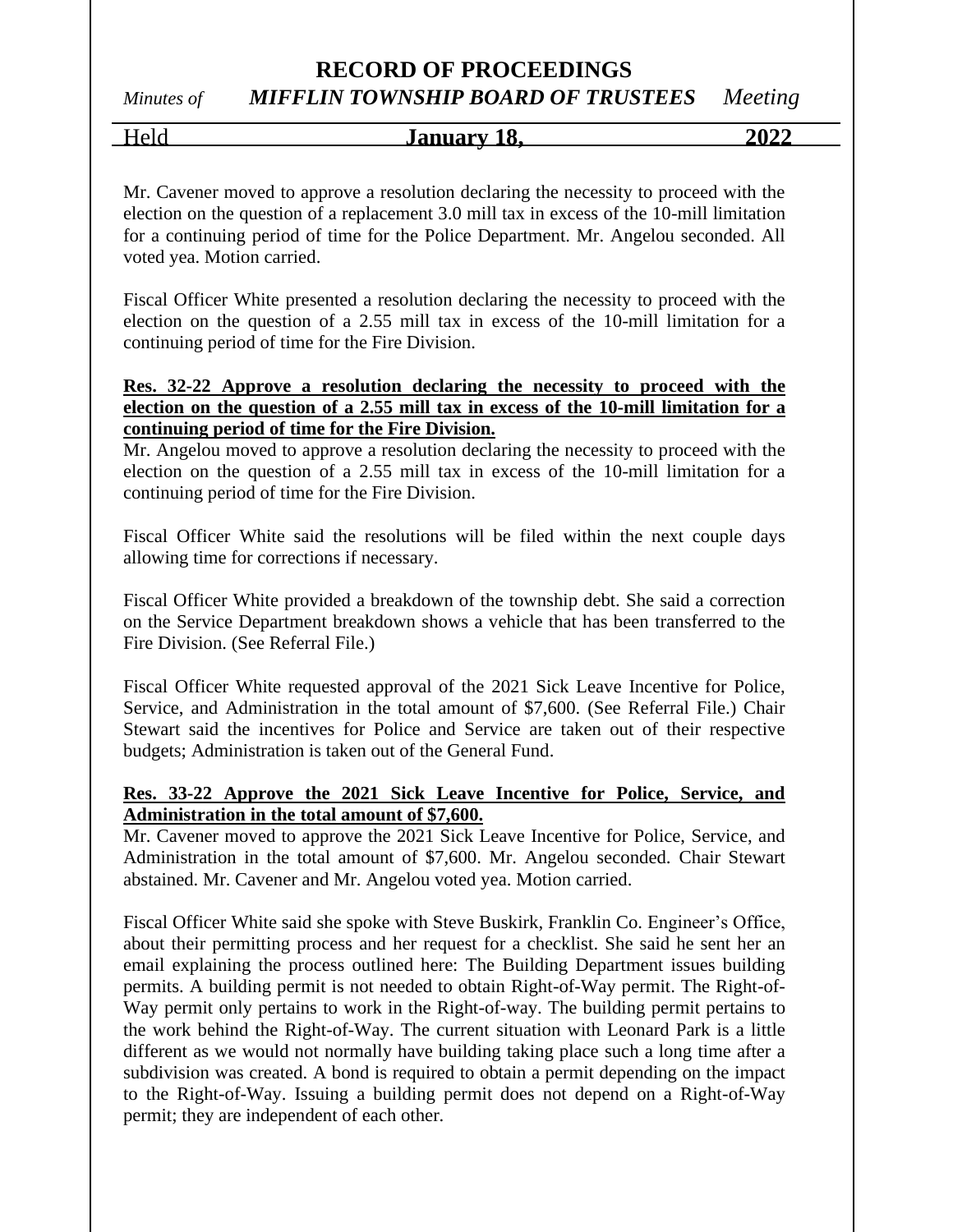Mr. Cavener moved to approve a resolution declaring the necessity to proceed with the election on the question of a replacement 3.0 mill tax in excess of the 10-mill limitation for a continuing period of time for the Police Department. Mr. Angelou seconded. All voted yea. Motion carried.

Fiscal Officer White presented a resolution declaring the necessity to proceed with the election on the question of a 2.55 mill tax in excess of the 10-mill limitation for a continuing period of time for the Fire Division.

**Res. 32-22 Approve a resolution declaring the necessity to proceed with the election on the question of a 2.55 mill tax in excess of the 10-mill limitation for a continuing period of time for the Fire Division.**
Mr. Angelou moved to approve a resolution declaring the necessity to proceed with the election on the question of a 2.55 mill tax in excess of the 10-mill limitation for a continuing period of time for the Fire Division.

Fiscal Officer White said the resolutions will be filed within the next couple days allowing time for corrections if necessary.

Fiscal Officer White provided a breakdown of the township debt. She said a correction on the Service Department breakdown shows a vehicle that has been transferred to the Fire Division. (See Referral File.)

Fiscal Officer White requested approval of the 2021 Sick Leave Incentive for Police, Service, and Administration in the total amount of $7,600. (See Referral File.) Chair Stewart said the incentives for Police and Service are taken out of their respective budgets; Administration is taken out of the General Fund.

**Res. 33-22 Approve the 2021 Sick Leave Incentive for Police, Service, and Administration in the total amount of $7,600.**
Mr. Cavener moved to approve the 2021 Sick Leave Incentive for Police, Service, and Administration in the total amount of $7,600. Mr. Angelou seconded. Chair Stewart abstained. Mr. Cavener and Mr. Angelou voted yea. Motion carried.

Fiscal Officer White said she spoke with Steve Buskirk, Franklin Co. Engineer's Office, about their permitting process and her request for a checklist. She said he sent her an email explaining the process outlined here: The Building Department issues building permits. A building permit is not needed to obtain Right-of-Way permit. The Right-of-Way permit only pertains to work in the Right-of-way. The building permit pertains to the work behind the Right-of-Way. The current situation with Leonard Park is a little different as we would not normally have building taking place such a long time after a subdivision was created. A bond is required to obtain a permit depending on the impact to the Right-of-Way. Issuing a building permit does not depend on a Right-of-Way permit; they are independent of each other.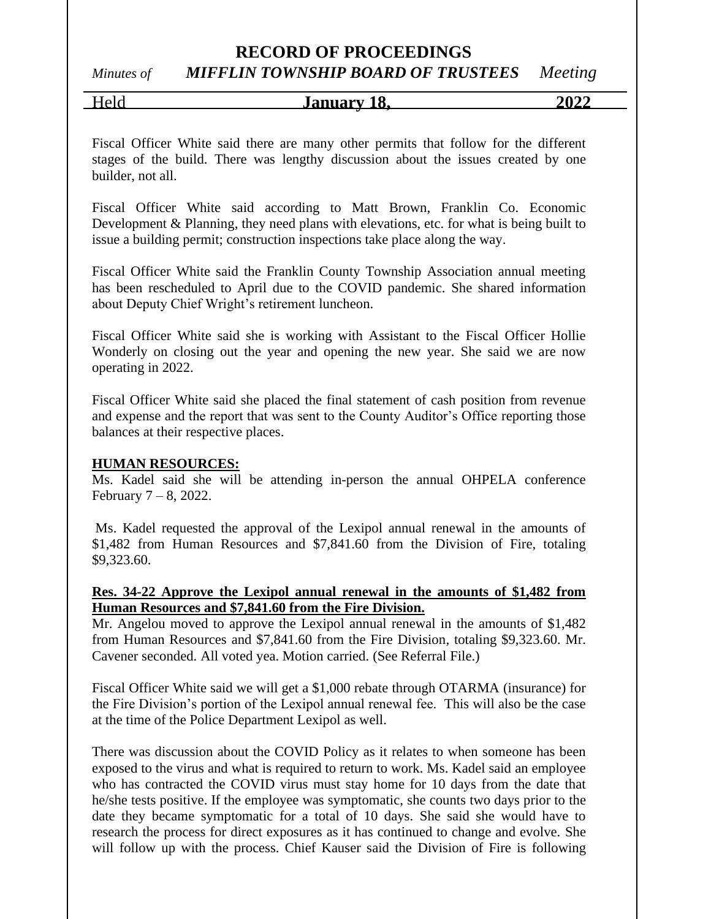Fiscal Officer White said there are many other permits that follow for the different stages of the build. There was lengthy discussion about the issues created by one builder, not all.

Fiscal Officer White said according to Matt Brown, Franklin Co. Economic Development & Planning, they need plans with elevations, etc. for what is being built to issue a building permit; construction inspections take place along the way.

Fiscal Officer White said the Franklin County Township Association annual meeting has been rescheduled to April due to the COVID pandemic. She shared information about Deputy Chief Wright's retirement luncheon.

Fiscal Officer White said she is working with Assistant to the Fiscal Officer Hollie Wonderly on closing out the year and opening the new year. She said we are now operating in 2022.

Fiscal Officer White said she placed the final statement of cash position from revenue and expense and the report that was sent to the County Auditor's Office reporting those balances at their respective places.

**HUMAN RESOURCES:**

Ms. Kadel said she will be attending in-person the annual OHPELA conference February 7 – 8, 2022.

Ms. Kadel requested the approval of the Lexipol annual renewal in the amounts of $1,482 from Human Resources and $7,841.60 from the Division of Fire, totaling $9,323.60.

**Res. 34-22 Approve the Lexipol annual renewal in the amounts of $1,482 from Human Resources and $7,841.60 from the Fire Division.**

Mr. Angelou moved to approve the Lexipol annual renewal in the amounts of $1,482 from Human Resources and $7,841.60 from the Fire Division, totaling $9,323.60. Mr. Cavener seconded. All voted yea. Motion carried. (See Referral File.)

Fiscal Officer White said we will get a $1,000 rebate through OTARMA (insurance) for the Fire Division's portion of the Lexipol annual renewal fee. This will also be the case at the time of the Police Department Lexipol as well.

There was discussion about the COVID Policy as it relates to when someone has been exposed to the virus and what is required to return to work. Ms. Kadel said an employee who has contracted the COVID virus must stay home for 10 days from the date that he/she tests positive. If the employee was symptomatic, she counts two days prior to the date they became symptomatic for a total of 10 days. She said she would have to research the process for direct exposures as it has continued to change and evolve. She will follow up with the process. Chief Kauser said the Division of Fire is following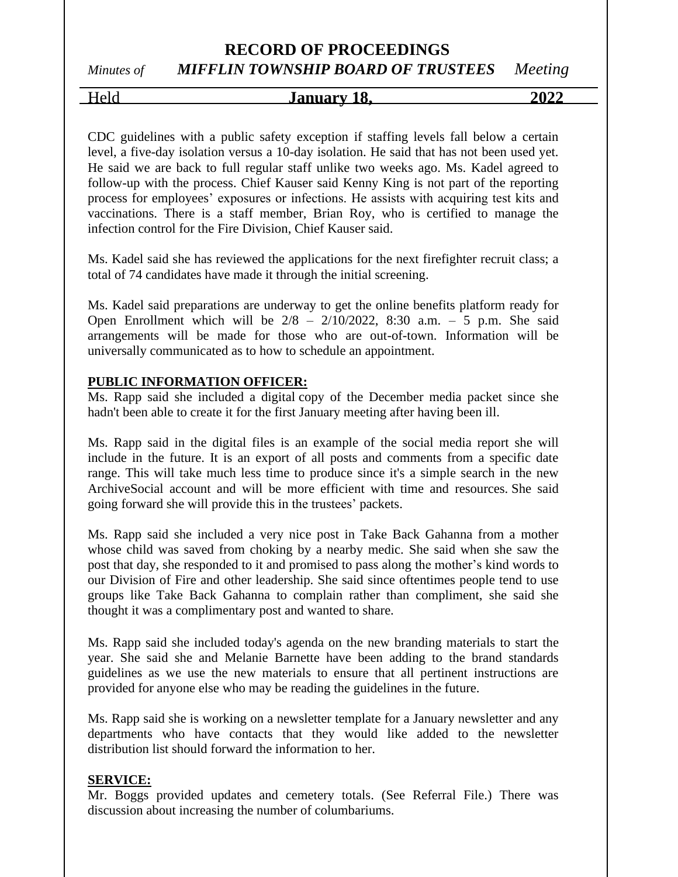CDC guidelines with a public safety exception if staffing levels fall below a certain level, a five-day isolation versus a 10-day isolation. He said that has not been used yet. He said we are back to full regular staff unlike two weeks ago. Ms. Kadel agreed to follow-up with the process. Chief Kauser said Kenny King is not part of the reporting process for employees' exposures or infections. He assists with acquiring test kits and vaccinations. There is a staff member, Brian Roy, who is certified to manage the infection control for the Fire Division, Chief Kauser said.

Ms. Kadel said she has reviewed the applications for the next firefighter recruit class; a total of 74 candidates have made it through the initial screening.

Ms. Kadel said preparations are underway to get the online benefits platform ready for Open Enrollment which will be 2/8 – 2/10/2022, 8:30 a.m. – 5 p.m. She said arrangements will be made for those who are out-of-town. Information will be universally communicated as to how to schedule an appointment.

**PUBLIC INFORMATION OFFICER:**

Ms. Rapp said she included a digital copy of the December media packet since she hadn't been able to create it for the first January meeting after having been ill.

Ms. Rapp said in the digital files is an example of the social media report she will include in the future. It is an export of all posts and comments from a specific date range. This will take much less time to produce since it's a simple search in the new ArchiveSocial account and will be more efficient with time and resources. She said going forward she will provide this in the trustees' packets.

Ms. Rapp said she included a very nice post in Take Back Gahanna from a mother whose child was saved from choking by a nearby medic. She said when she saw the post that day, she responded to it and promised to pass along the mother's kind words to our Division of Fire and other leadership. She said since oftentimes people tend to use groups like Take Back Gahanna to complain rather than compliment, she said she thought it was a complimentary post and wanted to share.

Ms. Rapp said she included today's agenda on the new branding materials to start the year. She said she and Melanie Barnette have been adding to the brand standards guidelines as we use the new materials to ensure that all pertinent instructions are provided for anyone else who may be reading the guidelines in the future.

Ms. Rapp said she is working on a newsletter template for a January newsletter and any departments who have contacts that they would like added to the newsletter distribution list should forward the information to her.

**SERVICE:**

Mr. Boggs provided updates and cemetery totals. (See Referral File.) There was discussion about increasing the number of columbariums.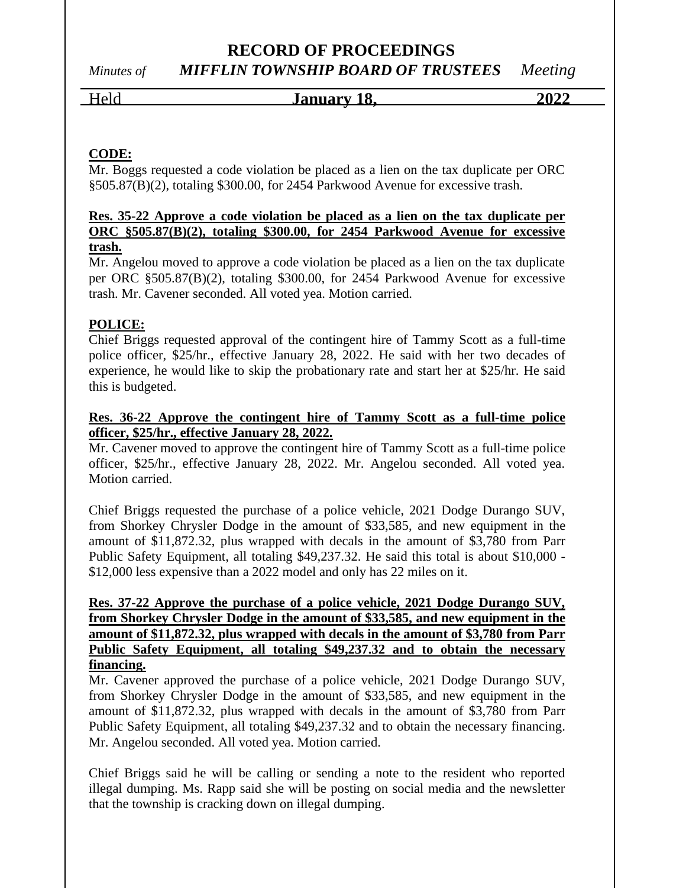**CODE:**

Mr. Boggs requested a code violation be placed as a lien on the tax duplicate per ORC §505.87(B)(2), totaling $300.00, for 2454 Parkwood Avenue for excessive trash.

**Res. 35-22 Approve a code violation be placed as a lien on the tax duplicate per ORC §505.87(B)(2), totaling $300.00, for 2454 Parkwood Avenue for excessive trash.**

Mr. Angelou moved to approve a code violation be placed as a lien on the tax duplicate per ORC §505.87(B)(2), totaling $300.00, for 2454 Parkwood Avenue for excessive trash. Mr. Cavener seconded. All voted yea. Motion carried.

**POLICE:**

Chief Briggs requested approval of the contingent hire of Tammy Scott as a full-time police officer, $25/hr., effective January 28, 2022. He said with her two decades of experience, he would like to skip the probationary rate and start her at $25/hr. He said this is budgeted.

**Res. 36-22 Approve the contingent hire of Tammy Scott as a full-time police officer, $25/hr., effective January 28, 2022.**

Mr. Cavener moved to approve the contingent hire of Tammy Scott as a full-time police officer, $25/hr., effective January 28, 2022. Mr. Angelou seconded. All voted yea. Motion carried.

Chief Briggs requested the purchase of a police vehicle, 2021 Dodge Durango SUV, from Shorkey Chrysler Dodge in the amount of $33,585, and new equipment in the amount of $11,872.32, plus wrapped with decals in the amount of $3,780 from Parr Public Safety Equipment, all totaling $49,237.32. He said this total is about $10,000 - $12,000 less expensive than a 2022 model and only has 22 miles on it.

**Res. 37-22 Approve the purchase of a police vehicle, 2021 Dodge Durango SUV, from Shorkey Chrysler Dodge in the amount of $33,585, and new equipment in the amount of $11,872.32, plus wrapped with decals in the amount of $3,780 from Parr Public Safety Equipment, all totaling $49,237.32 and to obtain the necessary financing.**

Mr. Cavener approved the purchase of a police vehicle, 2021 Dodge Durango SUV, from Shorkey Chrysler Dodge in the amount of $33,585, and new equipment in the amount of $11,872.32, plus wrapped with decals in the amount of $3,780 from Parr Public Safety Equipment, all totaling $49,237.32 and to obtain the necessary financing. Mr. Angelou seconded. All voted yea. Motion carried.

Chief Briggs said he will be calling or sending a note to the resident who reported illegal dumping. Ms. Rapp said she will be posting on social media and the newsletter that the township is cracking down on illegal dumping.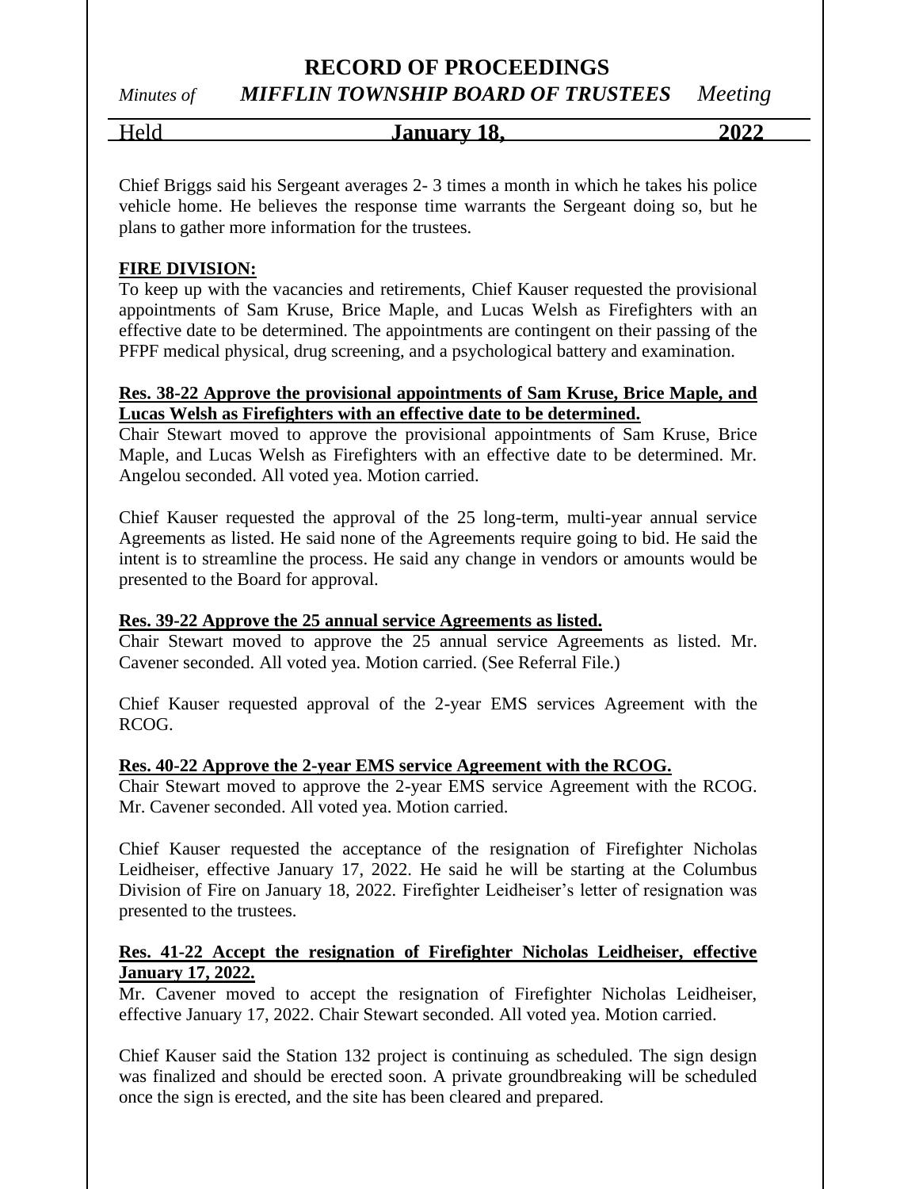Chief Briggs said his Sergeant averages 2- 3 times a month in which he takes his police vehicle home. He believes the response time warrants the Sergeant doing so, but he plans to gather more information for the trustees.

**FIRE DIVISION:**

To keep up with the vacancies and retirements, Chief Kauser requested the provisional appointments of Sam Kruse, Brice Maple, and Lucas Welsh as Firefighters with an effective date to be determined. The appointments are contingent on their passing of the PFPF medical physical, drug screening, and a psychological battery and examination.

**Res. 38-22 Approve the provisional appointments of Sam Kruse, Brice Maple, and Lucas Welsh as Firefighters with an effective date to be determined.**

Chair Stewart moved to approve the provisional appointments of Sam Kruse, Brice Maple, and Lucas Welsh as Firefighters with an effective date to be determined. Mr. Angelou seconded. All voted yea. Motion carried.

Chief Kauser requested the approval of the 25 long-term, multi-year annual service Agreements as listed. He said none of the Agreements require going to bid. He said the intent is to streamline the process. He said any change in vendors or amounts would be presented to the Board for approval.

**Res. 39-22 Approve the 25 annual service Agreements as listed.**

Chair Stewart moved to approve the 25 annual service Agreements as listed. Mr. Cavener seconded. All voted yea. Motion carried. (See Referral File.)

Chief Kauser requested approval of the 2-year EMS services Agreement with the RCOG.

**Res. 40-22 Approve the 2-year EMS service Agreement with the RCOG.**

Chair Stewart moved to approve the 2-year EMS service Agreement with the RCOG. Mr. Cavener seconded. All voted yea. Motion carried.

Chief Kauser requested the acceptance of the resignation of Firefighter Nicholas Leidheiser, effective January 17, 2022. He said he will be starting at the Columbus Division of Fire on January 18, 2022. Firefighter Leidheiser's letter of resignation was presented to the trustees.

**Res. 41-22 Accept the resignation of Firefighter Nicholas Leidheiser, effective January 17, 2022.**

Mr. Cavener moved to accept the resignation of Firefighter Nicholas Leidheiser, effective January 17, 2022. Chair Stewart seconded. All voted yea. Motion carried.

Chief Kauser said the Station 132 project is continuing as scheduled. The sign design was finalized and should be erected soon. A private groundbreaking will be scheduled once the sign is erected, and the site has been cleared and prepared.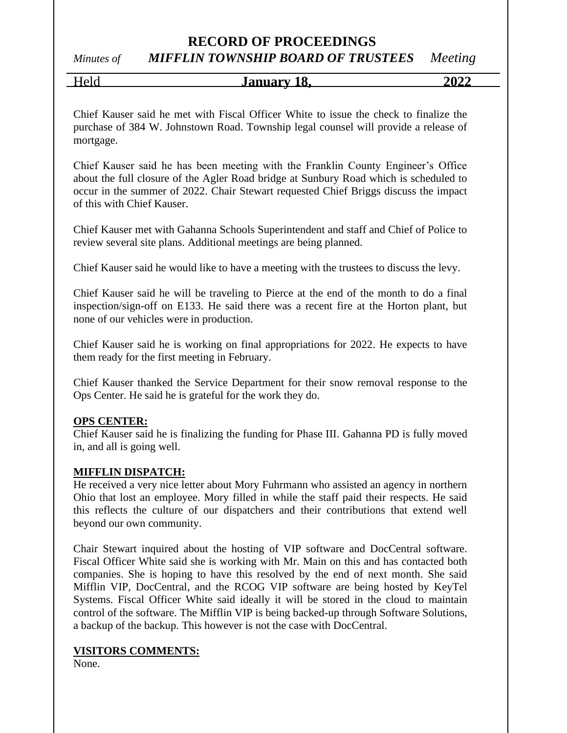Chief Kauser said he met with Fiscal Officer White to issue the check to finalize the purchase of 384 W. Johnstown Road. Township legal counsel will provide a release of mortgage.

Chief Kauser said he has been meeting with the Franklin County Engineer's Office about the full closure of the Agler Road bridge at Sunbury Road which is scheduled to occur in the summer of 2022. Chair Stewart requested Chief Briggs discuss the impact of this with Chief Kauser.

Chief Kauser met with Gahanna Schools Superintendent and staff and Chief of Police to review several site plans. Additional meetings are being planned.

Chief Kauser said he would like to have a meeting with the trustees to discuss the levy.

Chief Kauser said he will be traveling to Pierce at the end of the month to do a final inspection/sign-off on E133. He said there was a recent fire at the Horton plant, but none of our vehicles were in production.

Chief Kauser said he is working on final appropriations for 2022. He expects to have them ready for the first meeting in February.

Chief Kauser thanked the Service Department for their snow removal response to the Ops Center. He said he is grateful for the work they do.

**OPS CENTER:**

Chief Kauser said he is finalizing the funding for Phase III. Gahanna PD is fully moved in, and all is going well.

**MIFFLIN DISPATCH:**

He received a very nice letter about Mory Fuhrmann who assisted an agency in northern Ohio that lost an employee. Mory filled in while the staff paid their respects. He said this reflects the culture of our dispatchers and their contributions that extend well beyond our own community.

Chair Stewart inquired about the hosting of VIP software and DocCentral software. Fiscal Officer White said she is working with Mr. Main on this and has contacted both companies. She is hoping to have this resolved by the end of next month. She said Mifflin VIP, DocCentral, and the RCOG VIP software are being hosted by KeyTel Systems. Fiscal Officer White said ideally it will be stored in the cloud to maintain control of the software. The Mifflin VIP is being backed-up through Software Solutions, a backup of the backup. This however is not the case with DocCentral.

**VISITORS COMMENTS:**

None.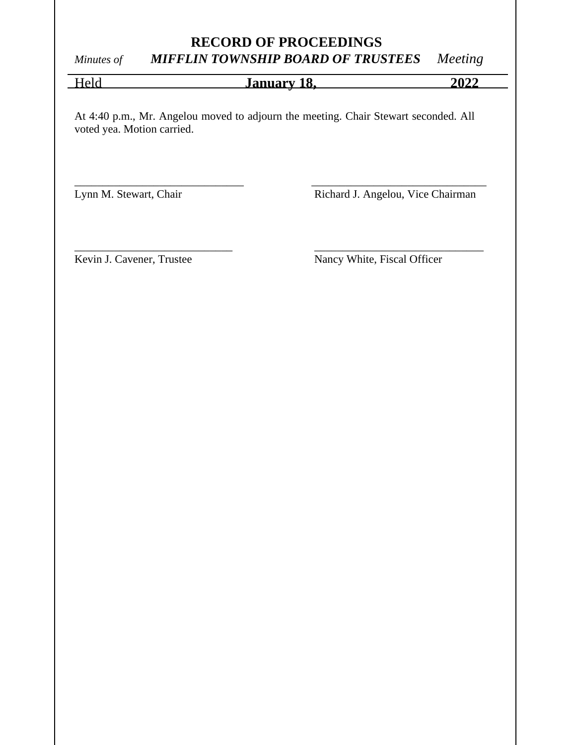At 4:40 p.m., Mr. Angelou moved to adjourn the meeting. Chair Stewart seconded. All voted yea. Motion carried.

| | |
|---|---|
| ______________________________ | ______________________________ |
| Lynn M. Stewart, Chair | Richard J. Angelou, Vice Chairman |
| ______________________________ | ______________________________ |
| Kevin J. Cavener, Trustee | Nancy White, Fiscal Officer |